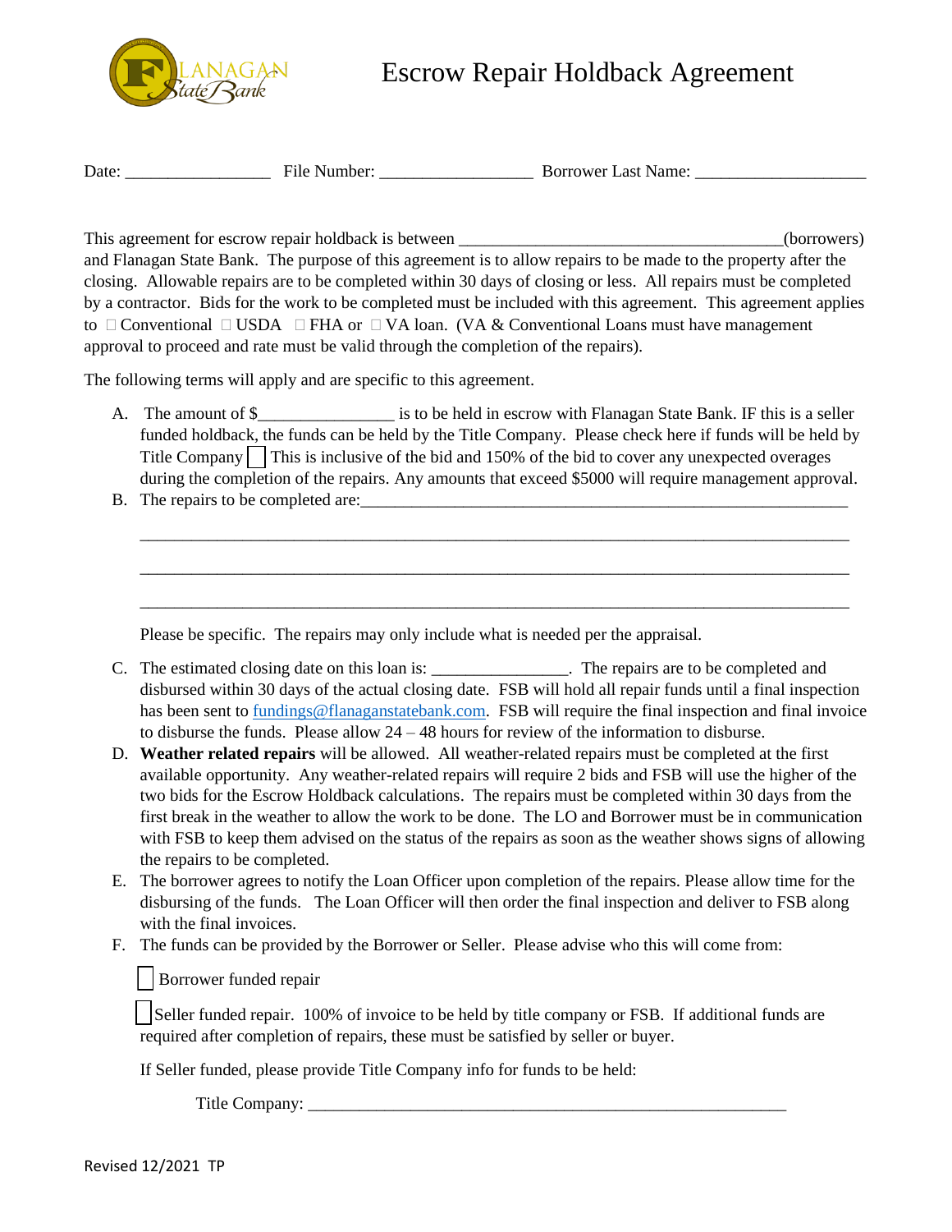# Escrow Repair Holdback Agreement

Date: _________________ File Number: __________________ Borrower Last Name: ____________________

This agreement for escrow repair holdback is between ______________________________________(borrowers) and Flanagan State Bank. The purpose of this agreement is to allow repairs to be made to the property after the closing. Allowable repairs are to be completed within 30 days of closing or less. All repairs must be completed by a contractor. Bids for the work to be completed must be included with this agreement. This agreement applies to ☐ Conventional ☐ USDA ☐ FHA or ☐ VA loan. (VA & Conventional Loans must have management approval to proceed and rate must be valid through the completion of the repairs).

The following terms will apply and are specific to this agreement.

A. The amount of $________________ is to be held in escrow with Flanagan State Bank. IF this is a seller funded holdback, the funds can be held by the Title Company. Please check here if funds will be held by Title Company ☐ This is inclusive of the bid and 150% of the bid to cover any unexpected overages during the completion of the repairs. Any amounts that exceed $5000 will require management approval.

B. The repairs to be completed are:__________________________________________________________

   ________________________________________________________________________________

   ________________________________________________________________________________

   ________________________________________________________________________________

   Please be specific. The repairs may only include what is needed per the appraisal.

C. The estimated closing date on this loan is: ________________. The repairs are to be completed and disbursed within 30 days of the actual closing date. FSB will hold all repair funds until a final inspection has been sent to fundings@flanaganstatebank.com. FSB will require the final inspection and final invoice to disburse the funds. Please allow 24 – 48 hours for review of the information to disburse.

D. **Weather related repairs** will be allowed. All weather-related repairs must be completed at the first available opportunity. Any weather-related repairs will require 2 bids and FSB will use the higher of the two bids for the Escrow Holdback calculations. The repairs must be completed within 30 days from the first break in the weather to allow the work to be done. The LO and Borrower must be in communication with FSB to keep them advised on the status of the repairs as soon as the weather shows signs of allowing the repairs to be completed.

E. The borrower agrees to notify the Loan Officer upon completion of the repairs. Please allow time for the disbursing of the funds. The Loan Officer will then order the final inspection and deliver to FSB along with the final invoices.

F. The funds can be provided by the Borrower or Seller. Please advise who this will come from:

   ☐ Borrower funded repair

   ☐ Seller funded repair. 100% of invoice to be held by title company or FSB. If additional funds are required after completion of repairs, these must be satisfied by seller or buyer.

   If Seller funded, please provide Title Company info for funds to be held:

   Title Company: __________________________________________________________

Revised 12/2021 TP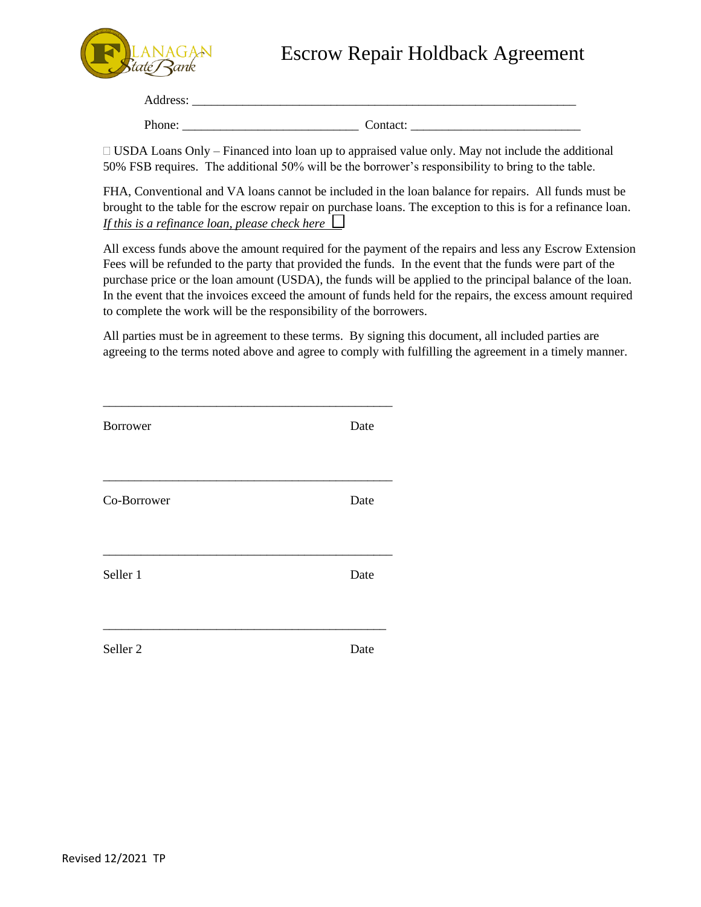# Escrow Repair Holdback Agreement

Address: ______________________________________________________________

Phone: ____________________________ Contact: ___________________________

☐ USDA Loans Only – Financed into loan up to appraised value only. May not include the additional 50% FSB requires. The additional 50% will be the borrower's responsibility to bring to the table.

FHA, Conventional and VA loans cannot be included in the loan balance for repairs. All funds must be brought to the table for the escrow repair on purchase loans. The exception to this is for a refinance loan. *If this is a refinance loan, please check here* ☐

All excess funds above the amount required for the payment of the repairs and less any Escrow Extension Fees will be refunded to the party that provided the funds. In the event that the funds were part of the purchase price or the loan amount (USDA), the funds will be applied to the principal balance of the loan. In the event that the invoices exceed the amount of funds held for the repairs, the excess amount required to complete the work will be the responsibility of the borrowers.

All parties must be in agreement to these terms. By signing this document, all included parties are agreeing to the terms noted above and agree to comply with fulfilling the agreement in a timely manner.

______________________________________________

Borrower Date

______________________________________________

Co-Borrower Date

______________________________________________

Seller 1 Date

______________________________________________

Seller 2 Date

Revised 12/2021 TP